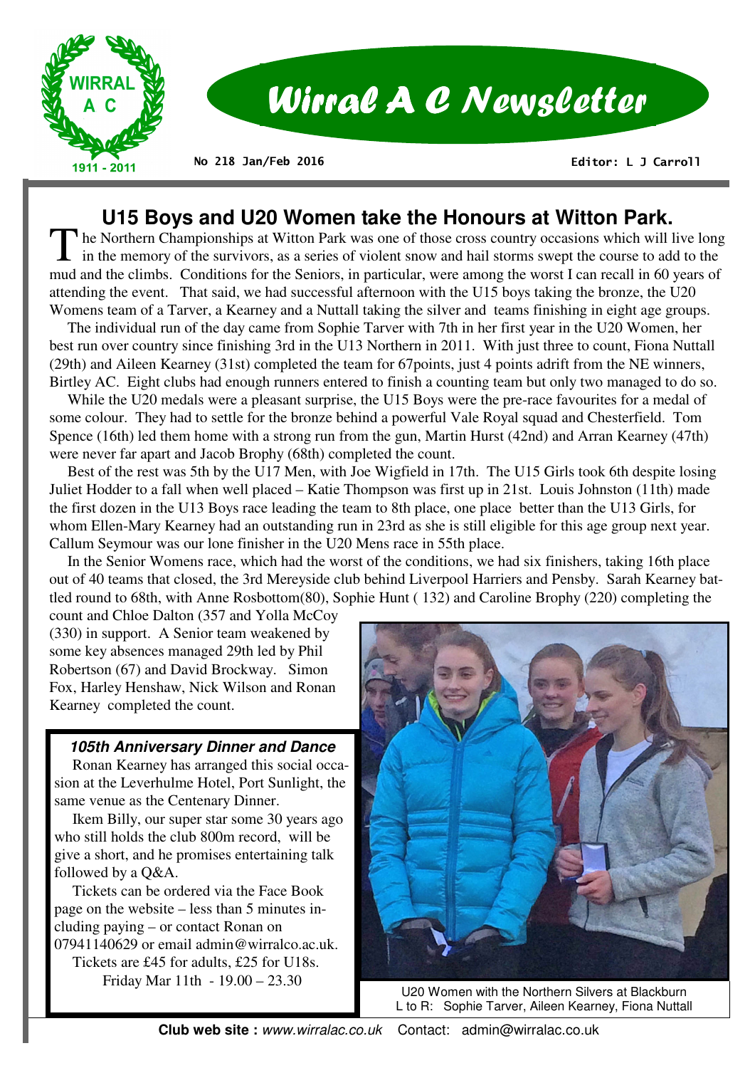# Wirral A C Newsletter

WIRRAL A C 1911 - 2011

No 218 Jan/Feb 2016

Editor: L J Carroll

## U15 Boys and U20 Women take the Honours at Witton Park.

The Northern Championships at Witton Park was one of those cross country occasions which will live long in the memory of the survivors, as a series of violent snow and hail storms swept the course to add to the mud and the climbs. Conditions for the Seniors, in particular, were among the worst I can recall in 60 years of attending the event. That said, we had successful afternoon with the U15 boys taking the bronze, the U20 Womens team of a Tarver, a Kearney and a Nuttall taking the silver and teams finishing in eight age groups.

The individual run of the day came from Sophie Tarver with 7th in her first year in the U20 Women, her best run over country since finishing 3rd in the U13 Northern in 2011. With just three to count, Fiona Nuttall (29th) and Aileen Kearney (31st) completed the team for 67points, just 4 points adrift from the NE winners, Birtley AC. Eight clubs had enough runners entered to finish a counting team but only two managed to do so.

While the U20 medals were a pleasant surprise, the U15 Boys were the pre-race favourites for a medal of some colour. They had to settle for the bronze behind a powerful Vale Royal squad and Chesterfield. Tom Spence (16th) led them home with a strong run from the gun, Martin Hurst (42nd) and Arran Kearney (47th) were never far apart and Jacob Brophy (68th) completed the count.

Best of the rest was 5th by the U17 Men, with Joe Wigfield in 17th. The U15 Girls took 6th despite losing Juliet Hodder to a fall when well placed – Katie Thompson was first up in 21st. Louis Johnston (11th) made the first dozen in the U13 Boys race leading the team to 8th place, one place better than the U13 Girls, for whom Ellen-Mary Kearney had an outstanding run in 23rd as she is still eligible for this age group next year. Callum Seymour was our lone finisher in the U20 Mens race in 55th place.

In the Senior Womens race, which had the worst of the conditions, we had six finishers, taking 16th place out of 40 teams that closed, the 3rd Mereyside club behind Liverpool Harriers and Pensby. Sarah Kearney battled round to 68th, with Anne Rosbottom(80), Sophie Hunt ( 132) and Caroline Brophy (220) completing the count and Chloe Dalton (357 and Yolla McCoy (330) in support. A Senior team weakened by some key absences managed 29th led by Phil Robertson (67) and David Brockway. Simon Fox, Harley Henshaw, Nick Wilson and Ronan Kearney completed the count.

U20 Women with the Northern Silvers at Blackburn
L to R: Sophie Tarver, Aileen Kearney, Fiona Nuttall

### *105th Anniversary Dinner and Dance*

Ronan Kearney has arranged this social occasion at the Leverhulme Hotel, Port Sunlight, the same venue as the Centenary Dinner.

Ikem Billy, our super star some 30 years ago who still holds the club 800m record, will be give a short, and he promises entertaining talk followed by a Q&A.

Tickets can be ordered via the Face Book page on the website – less than 5 minutes including paying – or contact Ronan on 07941140629 or email admin@wirralco.ac.uk.

Tickets are £45 for adults, £25 for U18s.

Friday Mar 11th - 19.00 – 23.30

**Club web site :** *www.wirralac.co.uk* Contact: admin@wirralac.co.uk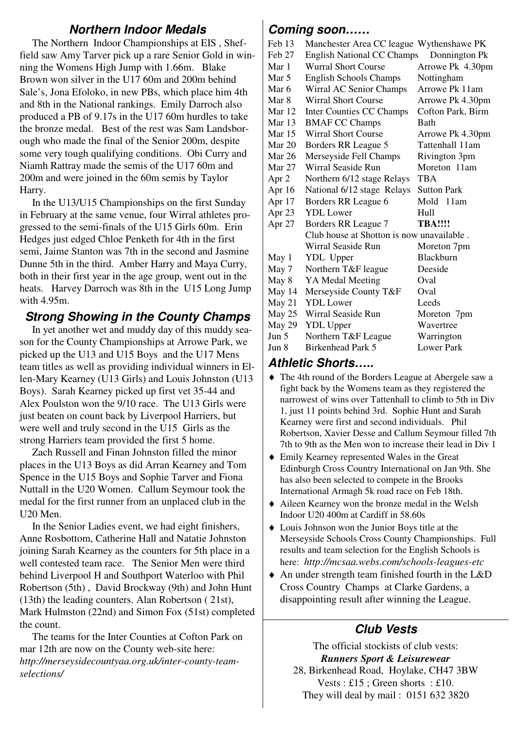## Northern Indoor Medals

The Northern Indoor Championships at EIS , Sheffield saw Amy Tarver pick up a rare Senior Gold in winning the Womens High Jump with 1.66m. Blake Brown won silver in the U17 60m and 200m behind Sale's, Jona Efoloko, in new PBs, which place him 4th and 8th in the National rankings. Emily Darroch also produced a PB of 9.17s in the U17 60m hurdles to take the bronze medal. Best of the rest was Sam Landsborough who made the final of the Senior 200m, despite some very tough qualifying conditions. Obi Curry and Niamh Rattray made the semis of the U17 60m and 200m and were joined in the 60m semis by Taylor Harry.

In the U13/U15 Championships on the first Sunday in February at the same venue, four Wirral athletes progressed to the semi-finals of the U15 Girls 60m. Erin Hedges just edged Chloe Penketh for 4th in the first semi, Jaime Stanton was 7th in the second and Jasmine Dunne 5th in the third. Amber Harry and Maya Curry, both in their first year in the age group, went out in the heats. Harvey Darroch was 8th in the U15 Long Jump with 4.95m.

## Strong Showing in the County Champs

In yet another wet and muddy day of this muddy season for the County Championships at Arrowe Park, we picked up the U13 and U15 Boys and the U17 Mens team titles as well as providing individual winners in Ellen-Mary Kearney (U13 Girls) and Louis Johnston (U13 Boys). Sarah Kearney picked up first vet 35-44 and Alex Poulston won the 9/10 race. The U13 Girls were just beaten on count back by Liverpool Harriers, but were well and truly second in the U15 Girls as the strong Harriers team provided the first 5 home.

Zach Russell and Finan Johnston filled the minor places in the U13 Boys as did Arran Kearney and Tom Spence in the U15 Boys and Sophie Tarver and Fiona Nuttall in the U20 Women. Callum Seymour took the medal for the first runner from an unplaced club in the U20 Men.

In the Senior Ladies event, we had eight finishers, Anne Rosbottom, Catherine Hall and Natatie Johnston joining Sarah Kearney as the counters for 5th place in a well contested team race. The Senior Men were third behind Liverpool H and Southport Waterloo with Phil Robertson (5th) , David Brockway (9th) and John Hunt (13th) the leading counters. Alan Robertson ( 21st), Mark Hulmston (22nd) and Simon Fox (51st) completed the count.

The teams for the Inter Counties at Cofton Park on mar 12th are now on the County web-site here: *http://merseysidecountyaa.org.uk/inter-county-team-selections/*

## Coming soon……

| | | |
|---|---|---|
| Feb 13 | Manchester Area CC league | Wythenshawe PK |
| Feb 27 | English National CC Champs | Donnington Pk |
| Mar 1 | Wurral Short Course | Arrowe Pk 4.30pm |
| Mar 5 | English Schools Champs | Nottingham |
| Mar 6 | Wirral AC Senior Champs | Arrowe Pk 11am |
| Mar 8 | Wirral Short Course | Arrowe Pk 4.30pm |
| Mar 12 | Inter Counties CC Champs | Cofton Park, Birm |
| Mar 13 | BMAF CC Champs | Bath |
| Mar 15 | Wirral Short Course | Arrowe Pk 4.30pm |
| Mar 20 | Borders RR League 5 | Tattenhall 11am |
| Mar 26 | Merseyside Fell Champs | Rivington 3pm |
| Mar 27 | Wirral Seaside Run | Moreton 11am |
| Apr 2 | Northern 6/12 stage Relays | TBA |
| Apr 16 | National 6/12 stage Relays | Sutton Park |
| Apr 17 | Borders RR League 6 | Mold 11am |
| Apr 23 | YDL Lower | Hull |
| Apr 27 | Borders RR League 7 | **TBA!!!!** |
| | Club house at Shotton is now unavailable . | |
| | Wirral Seaside Run | Moreton 7pm |
| May 1 | YDL Upper | Blackburn |
| May 7 | Northern T&F league | Deeside |
| May 8 | YA Medal Meeting | Oval |
| May 14 | Merseyside County T&F | Oval |
| May 21 | YDL Lower | Leeds |
| May 25 | Wirral Seaside Run | Moreton 7pm |
| May 29 | YDL Upper | Wavertree |
| Jun 5 | Northern T&F League | Warrington |
| Jun 8 | Birkenhead Park 5 | Lower Park |

## Athletic Shorts…..

- The 4th round of the Borders League at Abergele saw a fight back by the Womens team as they registered the narrowest of wins over Tattenhall to climb to 5th in Div 1, just 11 points behind 3rd. Sophie Hunt and Sarah Kearney were first and second individuals. Phil Robertson, Xavier Desse and Callum Seymour filled 7th 7th to 9th as the Men won to increase their lead in Div 1
- Emily Kearney represented Wales in the Great Edinburgh Cross Country International on Jan 9th. She has also been selected to compete in the Brooks International Armagh 5k road race on Feb 18th.
- Aileen Kearney won the bronze medal in the Welsh Indoor U20 400m at Cardiff in 58.60s
- Louis Johnson won the Junior Boys title at the Merseyside Schools Cross County Championships. Full results and team selection for the English Schools is here: *http://mcsaa.webs.com/schools-leagues-etc*
- An under strength team finished fourth in the L&D Cross Country Champs at Clarke Gardens, a disappointing result after winning the League.

## Club Vests

The official stockists of club vests:
***Runners Sport & Leisurewear***
28, Birkenhead Road, Hoylake, CH47 3BW
Vests : £15 ; Green shorts : £10.
They will deal by mail : 0151 632 3820